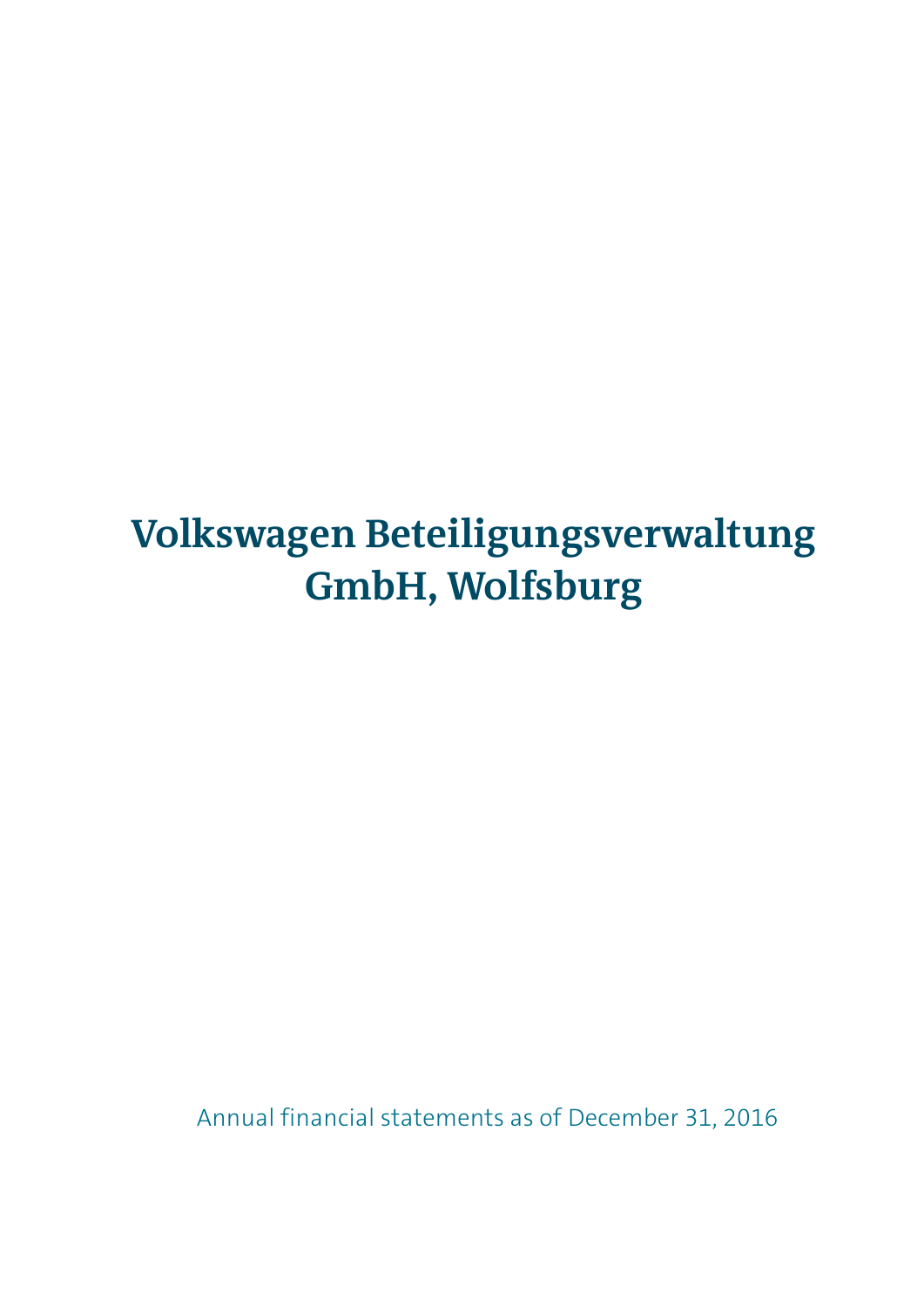# Volkswagen Beteiligungsverwaltung GmbH, Wolfsburg

Annual financial statements as of December 31, 2016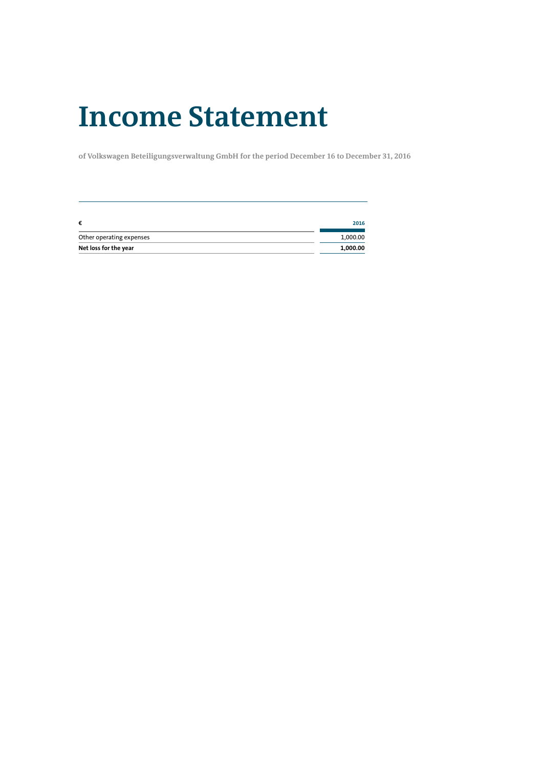# Income Statement

**of Volkswagen Beteiligungsverwaltung GmbH for the period December 16 to December 31, 2016**

| € | 2016 |
| --- | ---: |
| Other operating expenses | 1,000.00 |
| **Net loss for the year** | **1,000.00** |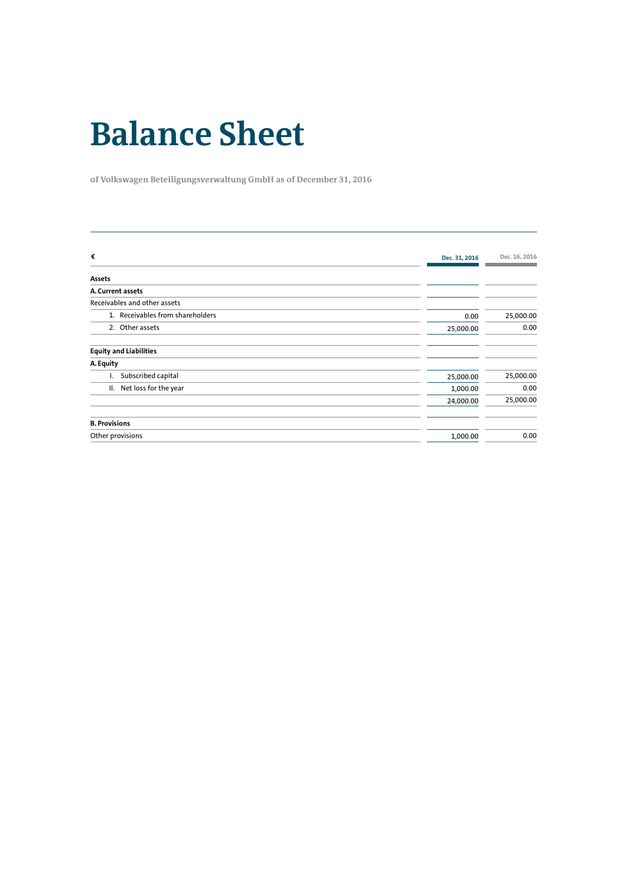# Balance Sheet

**of Volkswagen Beteiligungsverwaltung GmbH as of December 31, 2016**

| € | Dec. 31, 2016 | Dec. 16, 2016 |
|---|---|---|
| **Assets** | | |
| **A. Current assets** | | |
| Receivables and other assets | | |
| 1. Receivables from shareholders | 0.00 | 25,000.00 |
| 2. Other assets | 25,000.00 | 0.00 |
| **Equity and Liabilities** | | |
| **A. Equity** | | |
| I. Subscribed capital | 25,000.00 | 25,000.00 |
| II. Net loss for the year | 1,000.00 | 0.00 |
| | 24,000.00 | 25,000.00 |
| **B. Provisions** | | |
| Other provisions | 1,000.00 | 0.00 |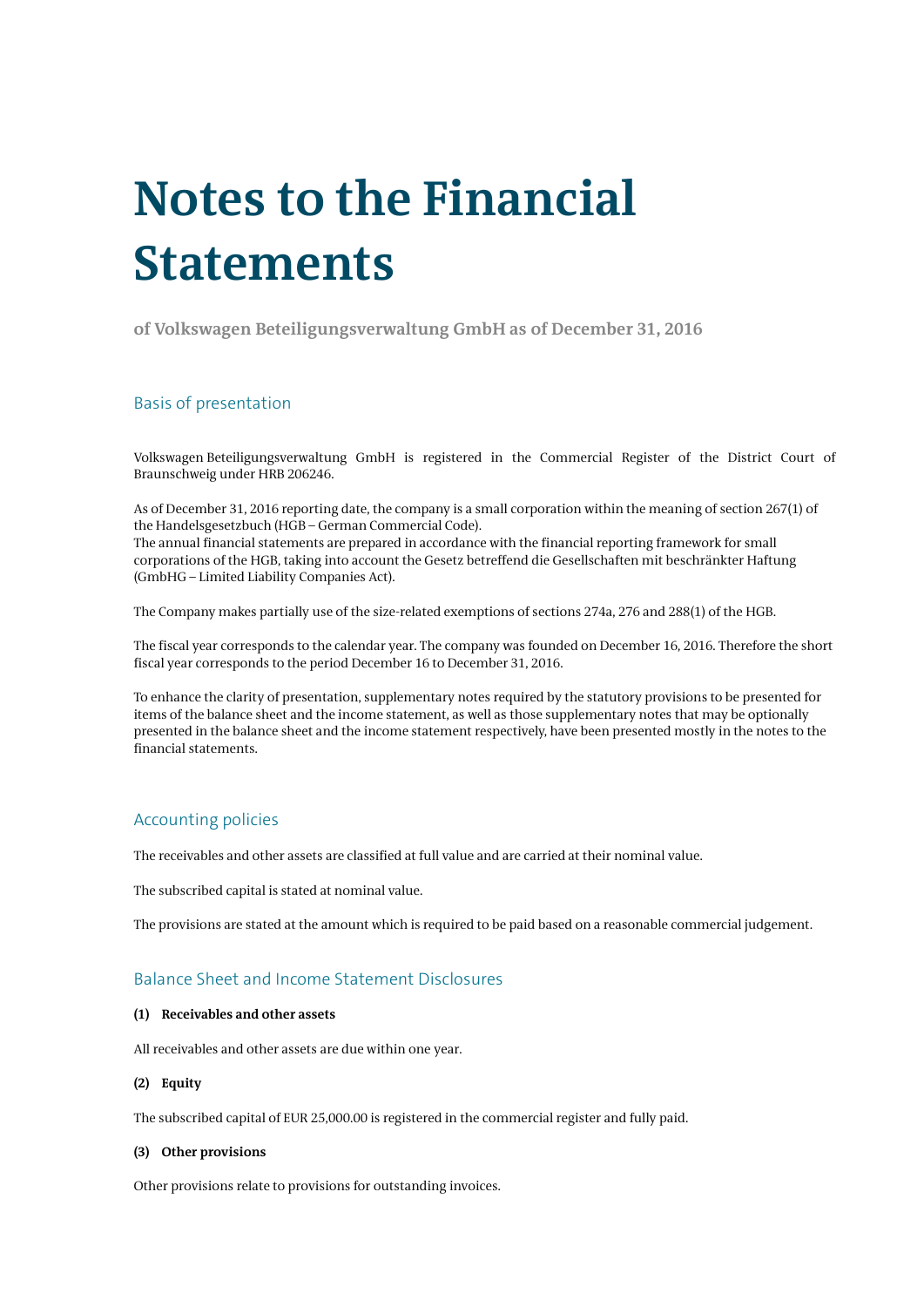# Notes to the Financial Statements

**of Volkswagen Beteiligungsverwaltung GmbH as of December 31, 2016**

## Basis of presentation

Volkswagen Beteiligungsverwaltung GmbH is registered in the Commercial Register of the District Court of Braunschweig under HRB 206246.

As of December 31, 2016 reporting date, the company is a small corporation within the meaning of section 267(1) of the Handelsgesetzbuch (HGB – German Commercial Code).
The annual financial statements are prepared in accordance with the financial reporting framework for small corporations of the HGB, taking into account the Gesetz betreffend die Gesellschaften mit beschränkter Haftung (GmbHG – Limited Liability Companies Act).

The Company makes partially use of the size-related exemptions of sections 274a, 276 and 288(1) of the HGB.

The fiscal year corresponds to the calendar year. The company was founded on December 16, 2016. Therefore the short fiscal year corresponds to the period December 16 to December 31, 2016.

To enhance the clarity of presentation, supplementary notes required by the statutory provisions to be presented for items of the balance sheet and the income statement, as well as those supplementary notes that may be optionally presented in the balance sheet and the income statement respectively, have been presented mostly in the notes to the financial statements.

## Accounting policies

The receivables and other assets are classified at full value and are carried at their nominal value.

The subscribed capital is stated at nominal value.

The provisions are stated at the amount which is required to be paid based on a reasonable commercial judgement.

## Balance Sheet and Income Statement Disclosures

**(1) Receivables and other assets**

All receivables and other assets are due within one year.

**(2) Equity**

The subscribed capital of EUR 25,000.00 is registered in the commercial register and fully paid.

**(3) Other provisions**

Other provisions relate to provisions for outstanding invoices.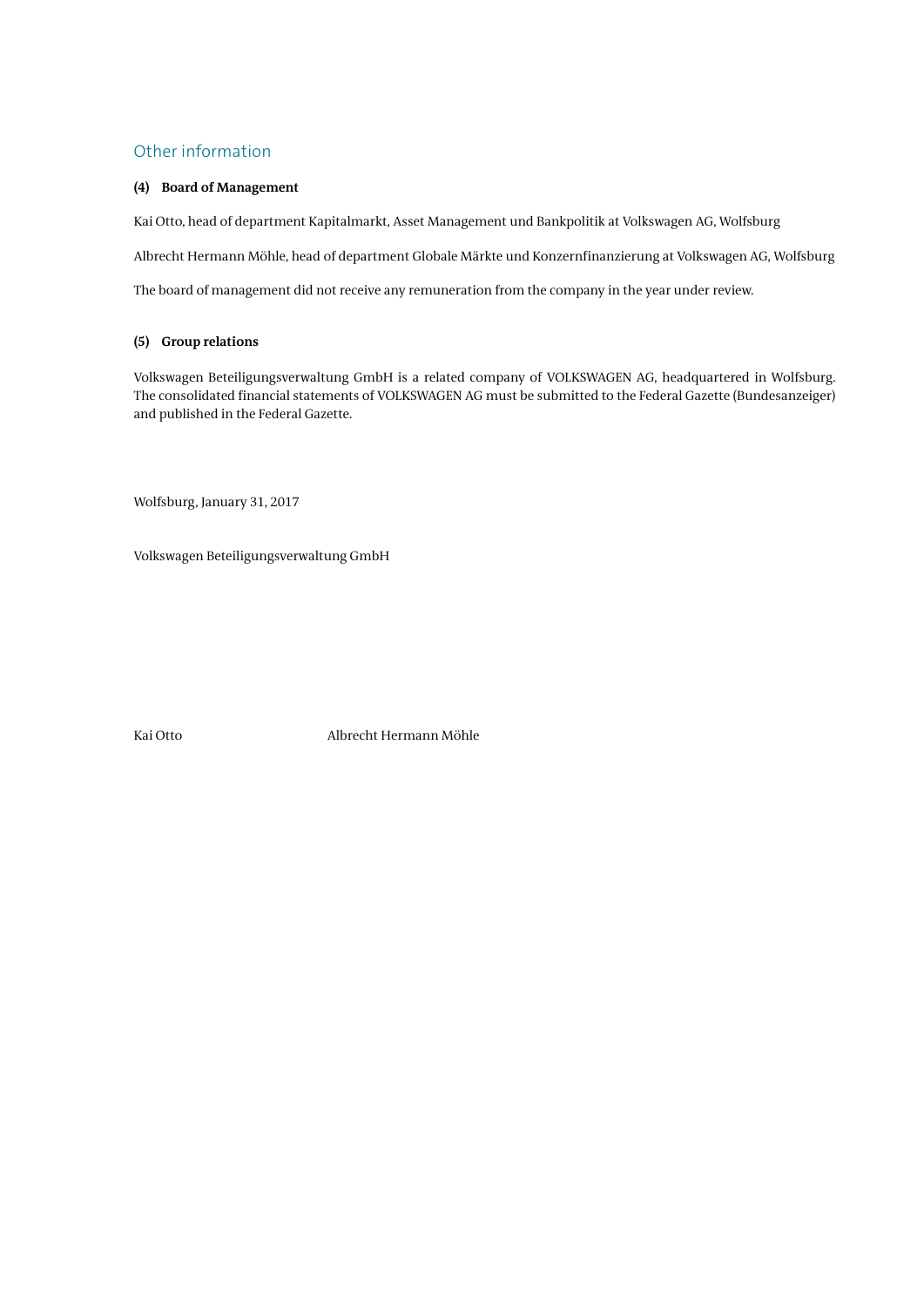## Other information

### (4) Board of Management

Kai Otto, head of department Kapitalmarkt, Asset Management und Bankpolitik at Volkswagen AG, Wolfsburg

Albrecht Hermann Möhle, head of department Globale Märkte und Konzernfinanzierung at Volkswagen AG, Wolfsburg

The board of management did not receive any remuneration from the company in the year under review.

### (5) Group relations

Volkswagen Beteiligungsverwaltung GmbH is a related company of VOLKSWAGEN AG, headquartered in Wolfsburg. The consolidated financial statements of VOLKSWAGEN AG must be submitted to the Federal Gazette (Bundesanzeiger) and published in the Federal Gazette.

Wolfsburg, January 31, 2017

Volkswagen Beteiligungsverwaltung GmbH

Kai Otto    Albrecht Hermann Möhle